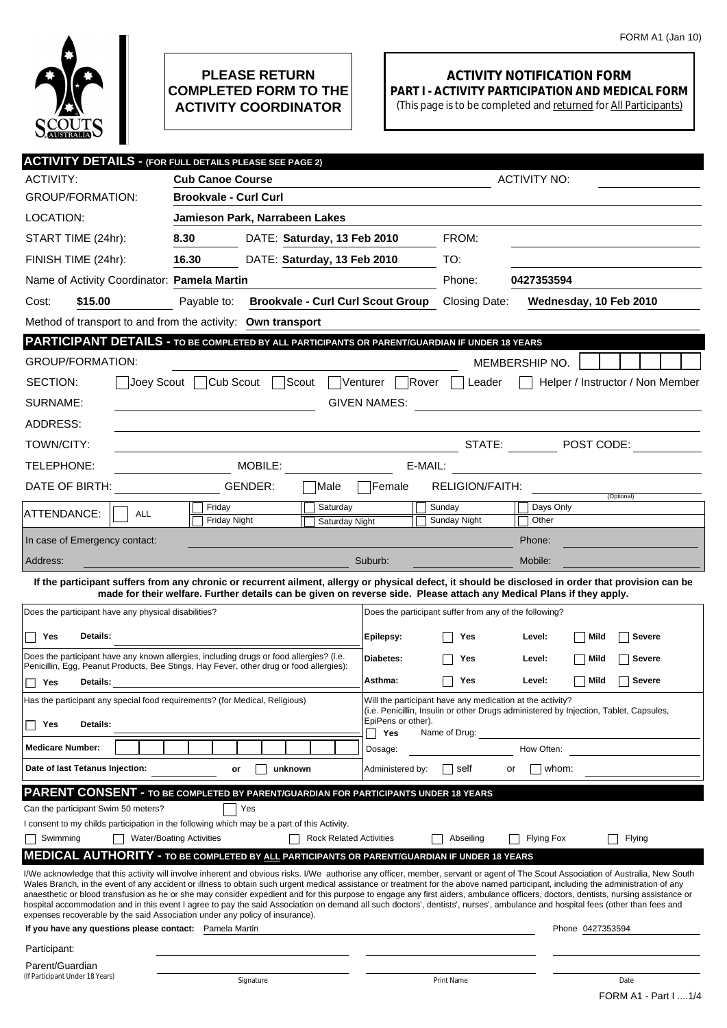FORM A1 (Jan 10)

**PLEASE RETURN COMPLETED FORM TO THE ACTIVITY COORDINATOR**

# ACTIVITY NOTIFICATION FORM

## PART I - ACTIVITY PARTICIPATION AND MEDICAL FORM

(This page is to be completed and returned for All Participants)

## ACTIVITY DETAILS - (FOR FULL DETAILS PLEASE SEE PAGE 2)

ACTIVITY: **Cub Canoe Course** ACTIVITY NO:

GROUP/FORMATION: **Brookvale - Curl Curl**

LOCATION: **Jamieson Park, Narrabeen Lakes**

START TIME (24hr): **8.30** DATE: **Saturday, 13 Feb 2010** FROM:

FINISH TIME (24hr): **16.30** DATE: **Saturday, 13 Feb 2010** TO:

Name of Activity Coordinator: **Pamela Martin** Phone: **0427353594**

Cost: **$15.00** Payable to: **Brookvale - Curl Curl Scout Group** Closing Date: **Wednesday, 10 Feb 2010**

Method of transport to and from the activity: **Own transport**

## PARTICIPANT DETAILS - TO BE COMPLETED BY ALL PARTICIPANTS OR PARENT/GUARDIAN IF UNDER 18 YEARS

GROUP/FORMATION: MEMBERSHIP NO.

SECTION: ☐ Joey Scout ☐ Cub Scout ☐ Scout ☐ Venturer ☐ Rover ☐ Leader ☐ Helper / Instructor / Non Member

SURNAME: GIVEN NAMES:

ADDRESS:

TOWN/CITY: STATE: POST CODE:

TELEPHONE: MOBILE: E-MAIL:

DATE OF BIRTH: GENDER: ☐ Male ☐ Female RELIGION/FAITH: (Optional)

ATTENDANCE: ☐ ALL ☐ Friday ☐ Friday Night ☐ Saturday ☐ Saturday Night ☐ Sunday ☐ Sunday Night ☐ Days Only ☐ Other

In case of Emergency contact: Phone:

Address: Suburb: Mobile:

**If the participant suffers from any chronic or recurrent ailment, allergy or physical defect, it should be disclosed in order that provision can be made for their welfare. Further details can be given on reverse side. Please attach any Medical Plans if they apply.**

Does the participant have any physical disabilities?

☐ **Yes** **Details:**

Does the participant have any known allergies, including drugs or food allergies? (i.e. Penicillin, Egg, Peanut Products, Bee Stings, Hay Fever, other drug or food allergies):

☐ **Yes** **Details:**

Has the participant any special food requirements? (for Medical, Religious)

☐ **Yes** **Details:**

**Medicare Number:**

**Date of last Tetanus Injection:** or ☐ **unknown**

Does the participant suffer from any of the following?

| | | | |
|---|---|---|---|
| **Epilepsy:** | ☐ **Yes** | **Level:** | ☐ **Mild** ☐ **Severe** |
| **Diabetes:** | ☐ **Yes** | **Level:** | ☐ **Mild** ☐ **Severe** |
| **Asthma:** | ☐ **Yes** | **Level:** | ☐ **Mild** ☐ **Severe** |

Will the participant have any medication at the activity?
(i.e. Penicillin, Insulin or other Drugs administered by Injection, Tablet, Capsules, EpiPens or other).

☐ **Yes** Name of Drug:

Dosage: How Often:

Administered by: ☐ self or ☐ whom:

## PARENT CONSENT - TO BE COMPLETED BY PARENT/GUARDIAN FOR PARTICIPANTS UNDER 18 YEARS

Can the participant Swim 50 meters? ☐ Yes

I consent to my childs participation in the following which may be a part of this Activity.

☐ Swimming ☐ Water/Boating Activities ☐ Rock Related Activities ☐ Abseiling ☐ Flying Fox ☐ Flying

## MEDICAL AUTHORITY - TO BE COMPLETED BY ALL PARTICIPANTS OR PARENT/GUARDIAN IF UNDER 18 YEARS

I/We acknowledge that this activity will involve inherent and obvious risks. I/We authorise any officer, member, servant or agent of The Scout Association of Australia, New South Wales Branch, in the event of any accident or illness to obtain such urgent medical assistance or treatment for the above named participant, including the administration of any anaesthetic or blood transfusion as he or she may consider expedient and for this purpose to engage any first aiders, ambulance officers, doctors, dentists, nursing assistance or hospital accommodation and in this event I agree to pay the said Association on demand all such doctors', dentists', nurses', ambulance and hospital fees (other than fees and expenses recoverable by the said Association under any policy of insurance).

**If you have any questions please contact:** Pamela Martin Phone 0427353594

| | Signature | Print Name | Date |
|---|---|---|---|
| Participant: | | | |
| Parent/Guardian (If Participant Under 18 Years) | | | |

FORM A1 - Part I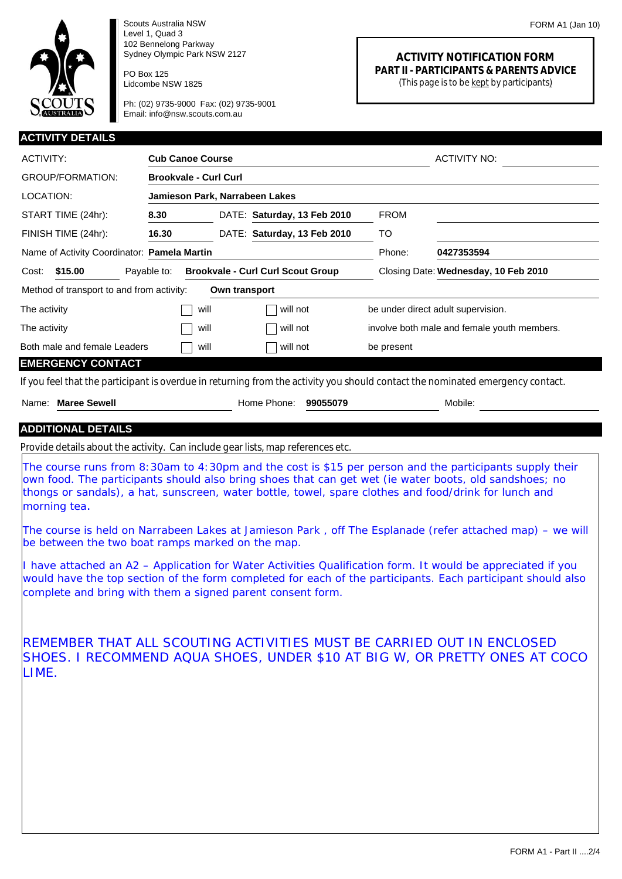Scouts Australia NSW
Level 1, Quad 3
102 Bennelong Parkway
Sydney Olympic Park NSW 2127

PO Box 125
Lidcombe NSW 1825

Ph: (02) 9735-9000 Fax: (02) 9735-9001
Email: info@nsw.scouts.com.au

FORM A1 (Jan 10)

**ACTIVITY NOTIFICATION FORM**
**PART II - PARTICIPANTS & PARENTS ADVICE**
(This page is to be kept by participants)

## ACTIVITY DETAILS

| | | | | |
|---|---|---|---|---|
| ACTIVITY: | **Cub Canoe Course** | | ACTIVITY NO: | |
| GROUP/FORMATION: | **Brookvale - Curl Curl** | | | |
| LOCATION: | **Jamieson Park, Narrabeen Lakes** | | | |
| START TIME (24hr): | **8.30** | DATE: **Saturday, 13 Feb 2010** | FROM | |
| FINISH TIME (24hr): | **16.30** | DATE: **Saturday, 13 Feb 2010** | TO | |

Name of Activity Coordinator: **Pamela Martin** Phone: **0427353594**

Cost: **$15.00** Payable to: **Brookvale - Curl Curl Scout Group** Closing Date: **Wednesday, 10 Feb 2010**

Method of transport to and from activity: **Own transport**

| | | | |
|---|---|---|---|
| The activity | ☐ will | ☐ will not | be under direct adult supervision. |
| The activity | ☐ will | ☐ will not | involve both male and female youth members. |
| Both male and female Leaders | ☐ will | ☐ will not | be present |

## EMERGENCY CONTACT

If you feel that the participant is overdue in returning from the activity you should contact the nominated emergency contact.

Name: **Maree Sewell** Home Phone: **99055079** Mobile:

## ADDITIONAL DETAILS

Provide details about the activity. Can include gear lists, map references etc.

The course runs from 8:30am to 4:30pm and the cost is $15 per person and the participants supply their own food. The participants should also bring shoes that can get wet (ie water boots, old sandshoes; no thongs or sandals), a hat, sunscreen, water bottle, towel, spare clothes and food/drink for lunch and morning tea.

The course is held on Narrabeen Lakes at Jamieson Park , off The Esplanade (refer attached map) – we will be between the two boat ramps marked on the map.

I have attached an A2 – Application for Water Activities Qualification form. It would be appreciated if you would have the top section of the form completed for each of the participants. Each participant should also complete and bring with them a signed parent consent form.

REMEMBER THAT ALL SCOUTING ACTIVITIES MUST BE CARRIED OUT IN ENCLOSED SHOES. I RECOMMEND AQUA SHOES, UNDER $10 AT BIG W, OR PRETTY ONES AT COCO LIME.

FORM A1 - Part II ....2/4